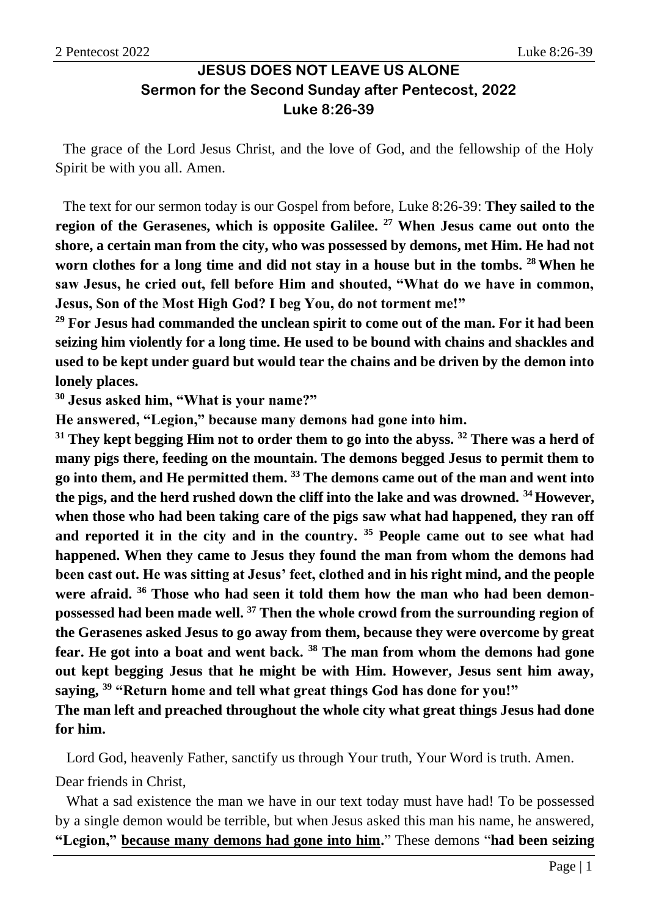# JESUS DOES NOT LEAVE US ALONE
## Sermon for the Second Sunday after Pentecost, 2022
## Luke 8:26-39

The grace of the Lord Jesus Christ, and the love of God, and the fellowship of the Holy Spirit be with you all. Amen.

The text for our sermon today is our Gospel from before, Luke 8:26-39: **They sailed to the region of the Gerasenes, which is opposite Galilee. [27] When Jesus came out onto the shore, a certain man from the city, who was possessed by demons, met Him. He had not worn clothes for a long time and did not stay in a house but in the tombs. [28] When he saw Jesus, he cried out, fell before Him and shouted, "What do we have in common, Jesus, Son of the Most High God? I beg You, do not torment me!"**

**[29] For Jesus had commanded the unclean spirit to come out of the man. For it had been seizing him violently for a long time. He used to be bound with chains and shackles and used to be kept under guard but would tear the chains and be driven by the demon into lonely places.**

**[30] Jesus asked him, "What is your name?"**

**He answered, "Legion," because many demons had gone into him.**

**[31] They kept begging Him not to order them to go into the abyss. [32] There was a herd of many pigs there, feeding on the mountain. The demons begged Jesus to permit them to go into them, and He permitted them. [33] The demons came out of the man and went into the pigs, and the herd rushed down the cliff into the lake and was drowned. [34] However, when those who had been taking care of the pigs saw what had happened, they ran off and reported it in the city and in the country. [35] People came out to see what had happened. When they came to Jesus they found the man from whom the demons had been cast out. He was sitting at Jesus' feet, clothed and in his right mind, and the people were afraid. [36] Those who had seen it told them how the man who had been demon-possessed had been made well. [37] Then the whole crowd from the surrounding region of the Gerasenes asked Jesus to go away from them, because they were overcome by great fear. He got into a boat and went back. [38] The man from whom the demons had gone out kept begging Jesus that he might be with Him. However, Jesus sent him away, saying, [39] "Return home and tell what great things God has done for you!"**

**The man left and preached throughout the whole city what great things Jesus had done for him.**

Lord God, heavenly Father, sanctify us through Your truth, Your Word is truth. Amen.

Dear friends in Christ,

What a sad existence the man we have in our text today must have had! To be possessed by a single demon would be terrible, but when Jesus asked this man his name, he answered, **"Legion," <u>because many demons had gone into him</u>.**" These demons "**had been seizing**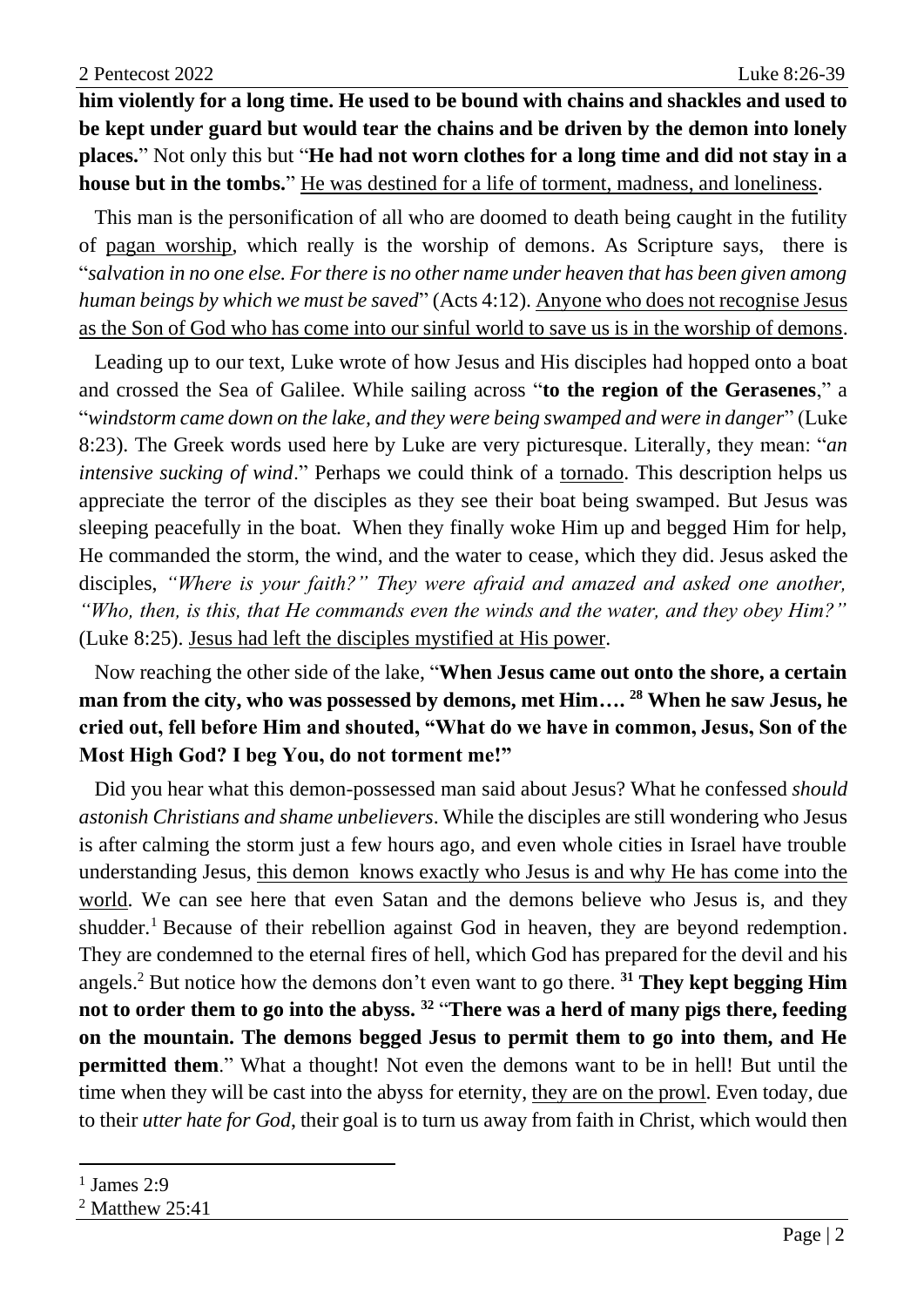**him violently for a long time. He used to be bound with chains and shackles and used to be kept under guard but would tear the chains and be driven by the demon into lonely places.**" Not only this but "**He had not worn clothes for a long time and did not stay in a house but in the tombs.**" <u>He was destined for a life of torment, madness, and loneliness</u>.

This man is the personification of all who are doomed to death being caught in the futility of <u>pagan worship</u>, which really is the worship of demons. As Scripture says, there is "*salvation in no one else. For there is no other name under heaven that has been given among human beings by which we must be saved*" (Acts 4:12). <u>Anyone who does not recognise Jesus as the Son of God who has come into our sinful world to save us is in the worship of demons</u>.

Leading up to our text, Luke wrote of how Jesus and His disciples had hopped onto a boat and crossed the Sea of Galilee. While sailing across "**to the region of the Gerasenes**," a "*windstorm came down on the lake, and they were being swamped and were in danger*" (Luke 8:23). The Greek words used here by Luke are very picturesque. Literally, they mean: "*an intensive sucking of wind*." Perhaps we could think of a <u>tornado</u>. This description helps us appreciate the terror of the disciples as they see their boat being swamped. But Jesus was sleeping peacefully in the boat. When they finally woke Him up and begged Him for help, He commanded the storm, the wind, and the water to cease, which they did. Jesus asked the disciples, *"Where is your faith?" They were afraid and amazed and asked one another, "Who, then, is this, that He commands even the winds and the water, and they obey Him?"* (Luke 8:25). <u>Jesus had left the disciples mystified at His power</u>.

Now reaching the other side of the lake, "**When Jesus came out onto the shore, a certain man from the city, who was possessed by demons, met Him…. [28] When he saw Jesus, he cried out, fell before Him and shouted, "What do we have in common, Jesus, Son of the Most High God? I beg You, do not torment me!"**

Did you hear what this demon-possessed man said about Jesus? What he confessed *should astonish Christians and shame unbelievers*. While the disciples are still wondering who Jesus is after calming the storm just a few hours ago, and even whole cities in Israel have trouble understanding Jesus, <u>this demon knows exactly who Jesus is and why He has come into the world</u>. We can see here that even Satan and the demons believe who Jesus is, and they shudder.[1] Because of their rebellion against God in heaven, they are beyond redemption. They are condemned to the eternal fires of hell, which God has prepared for the devil and his angels.[2] But notice how the demons don't even want to go there. **[31] They kept begging Him not to order them to go into the abyss. [32] "There was a herd of many pigs there, feeding on the mountain. The demons begged Jesus to permit them to go into them, and He permitted them**." What a thought! Not even the demons want to be in hell! But until the time when they will be cast into the abyss for eternity, <u>they are on the prowl</u>. Even today, due to their *utter hate for God*, their goal is to turn us away from faith in Christ, which would then

[1] James 2:9

[2] Matthew 25:41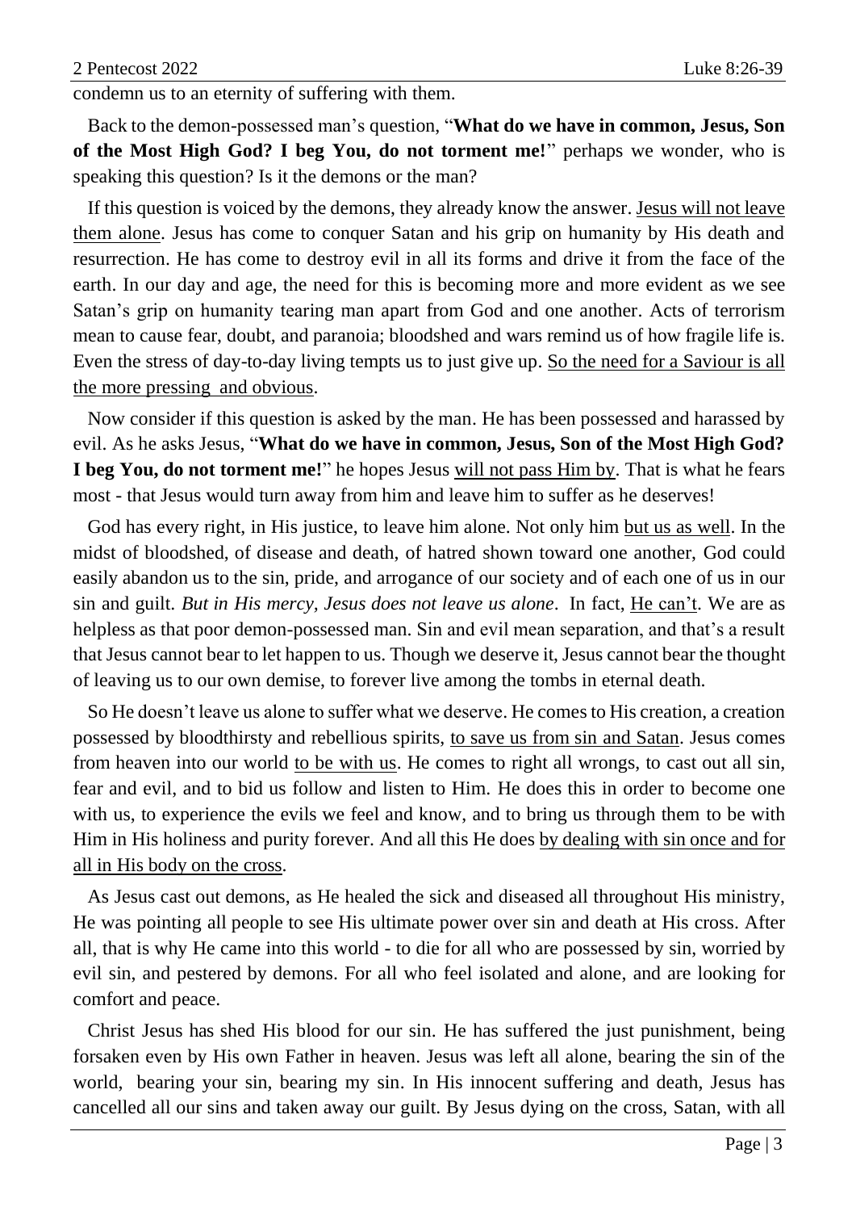condemn us to an eternity of suffering with them.

Back to the demon-possessed man's question, "**What do we have in common, Jesus, Son of the Most High God? I beg You, do not torment me!**" perhaps we wonder, who is speaking this question? Is it the demons or the man?

If this question is voiced by the demons, they already know the answer. <u>Jesus will not leave them alone</u>. Jesus has come to conquer Satan and his grip on humanity by His death and resurrection. He has come to destroy evil in all its forms and drive it from the face of the earth. In our day and age, the need for this is becoming more and more evident as we see Satan's grip on humanity tearing man apart from God and one another. Acts of terrorism mean to cause fear, doubt, and paranoia; bloodshed and wars remind us of how fragile life is. Even the stress of day-to-day living tempts us to just give up. <u>So the need for a Saviour is all the more pressing and obvious</u>.

Now consider if this question is asked by the man. He has been possessed and harassed by evil. As he asks Jesus, "**What do we have in common, Jesus, Son of the Most High God? I beg You, do not torment me!**" he hopes Jesus <u>will not pass Him by</u>. That is what he fears most - that Jesus would turn away from him and leave him to suffer as he deserves!

God has every right, in His justice, to leave him alone. Not only him <u>but us as well</u>. In the midst of bloodshed, of disease and death, of hatred shown toward one another, God could easily abandon us to the sin, pride, and arrogance of our society and of each one of us in our sin and guilt. *But in His mercy, Jesus does not leave us alone*. In fact, <u>He can't</u>. We are as helpless as that poor demon-possessed man. Sin and evil mean separation, and that's a result that Jesus cannot bear to let happen to us. Though we deserve it, Jesus cannot bear the thought of leaving us to our own demise, to forever live among the tombs in eternal death.

So He doesn't leave us alone to suffer what we deserve. He comes to His creation, a creation possessed by bloodthirsty and rebellious spirits, <u>to save us from sin and Satan</u>. Jesus comes from heaven into our world <u>to be with us</u>. He comes to right all wrongs, to cast out all sin, fear and evil, and to bid us follow and listen to Him. He does this in order to become one with us, to experience the evils we feel and know, and to bring us through them to be with Him in His holiness and purity forever. And all this He does <u>by dealing with sin once and for all in His body on the cross</u>.

As Jesus cast out demons, as He healed the sick and diseased all throughout His ministry, He was pointing all people to see His ultimate power over sin and death at His cross. After all, that is why He came into this world - to die for all who are possessed by sin, worried by evil sin, and pestered by demons. For all who feel isolated and alone, and are looking for comfort and peace.

Christ Jesus has shed His blood for our sin. He has suffered the just punishment, being forsaken even by His own Father in heaven. Jesus was left all alone, bearing the sin of the world, bearing your sin, bearing my sin. In His innocent suffering and death, Jesus has cancelled all our sins and taken away our guilt. By Jesus dying on the cross, Satan, with all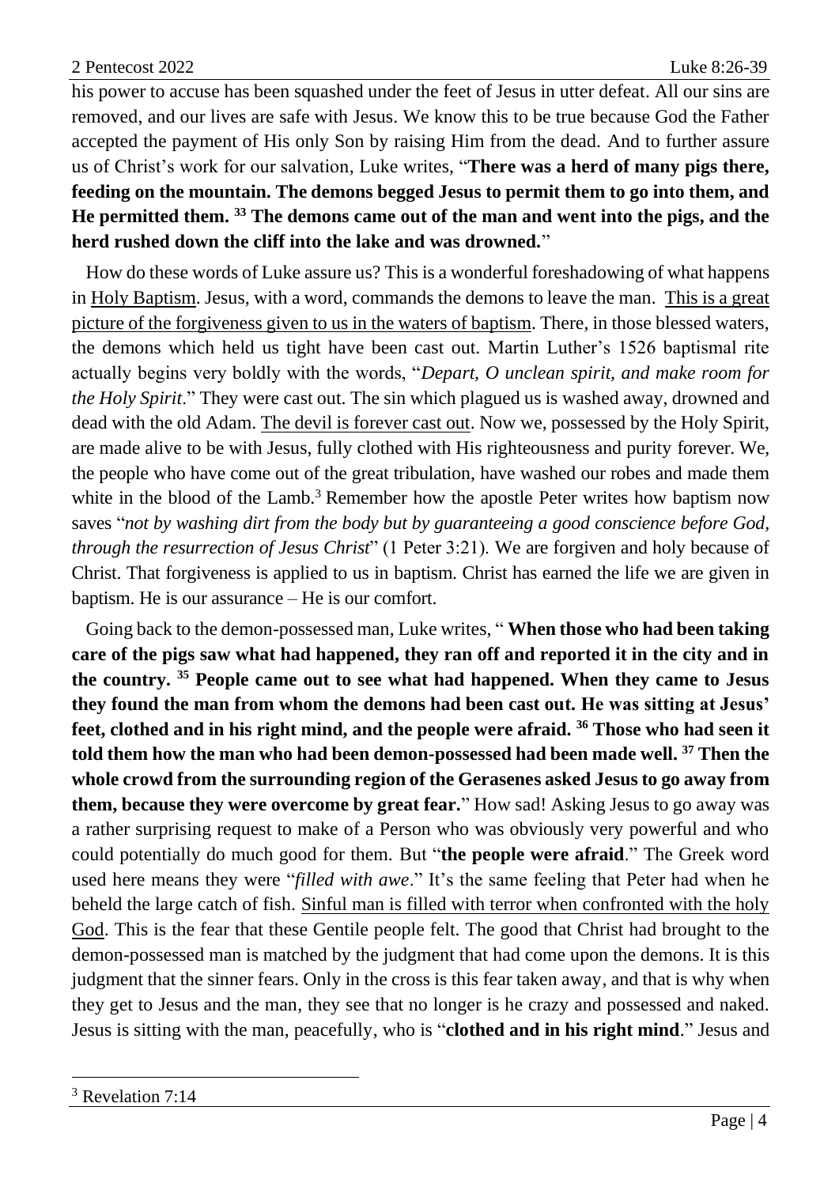his power to accuse has been squashed under the feet of Jesus in utter defeat. All our sins are removed, and our lives are safe with Jesus. We know this to be true because God the Father accepted the payment of His only Son by raising Him from the dead. And to further assure us of Christ's work for our salvation, Luke writes, "**There was a herd of many pigs there, feeding on the mountain. The demons begged Jesus to permit them to go into them, and He permitted them. 33 The demons came out of the man and went into the pigs, and the herd rushed down the cliff into the lake and was drowned.**"

How do these words of Luke assure us? This is a wonderful foreshadowing of what happens in <u>Holy Baptism</u>. Jesus, with a word, commands the demons to leave the man. <u>This is a great picture of the forgiveness given to us in the waters of baptism</u>. There, in those blessed waters, the demons which held us tight have been cast out. Martin Luther's 1526 baptismal rite actually begins very boldly with the words, "*Depart, O unclean spirit, and make room for the Holy Spirit*." They were cast out. The sin which plagued us is washed away, drowned and dead with the old Adam. <u>The devil is forever cast out</u>. Now we, possessed by the Holy Spirit, are made alive to be with Jesus, fully clothed with His righteousness and purity forever. We, the people who have come out of the great tribulation, have washed our robes and made them white in the blood of the Lamb.[3] Remember how the apostle Peter writes how baptism now saves "*not by washing dirt from the body but by guaranteeing a good conscience before God, through the resurrection of Jesus Christ*" (1 Peter 3:21). We are forgiven and holy because of Christ. That forgiveness is applied to us in baptism. Christ has earned the life we are given in baptism. He is our assurance – He is our comfort.

Going back to the demon-possessed man, Luke writes, " **When those who had been taking care of the pigs saw what had happened, they ran off and reported it in the city and in the country. 35 People came out to see what had happened. When they came to Jesus they found the man from whom the demons had been cast out. He was sitting at Jesus' feet, clothed and in his right mind, and the people were afraid. 36 Those who had seen it told them how the man who had been demon-possessed had been made well. 37 Then the whole crowd from the surrounding region of the Gerasenes asked Jesus to go away from them, because they were overcome by great fear.**" How sad! Asking Jesus to go away was a rather surprising request to make of a Person who was obviously very powerful and who could potentially do much good for them. But "**the people were afraid**." The Greek word used here means they were "*filled with awe*." It's the same feeling that Peter had when he beheld the large catch of fish. <u>Sinful man is filled with terror when confronted with the holy God</u>. This is the fear that these Gentile people felt. The good that Christ had brought to the demon-possessed man is matched by the judgment that had come upon the demons. It is this judgment that the sinner fears. Only in the cross is this fear taken away, and that is why when they get to Jesus and the man, they see that no longer is he crazy and possessed and naked. Jesus is sitting with the man, peacefully, who is "**clothed and in his right mind**." Jesus and

[3] Revelation 7:14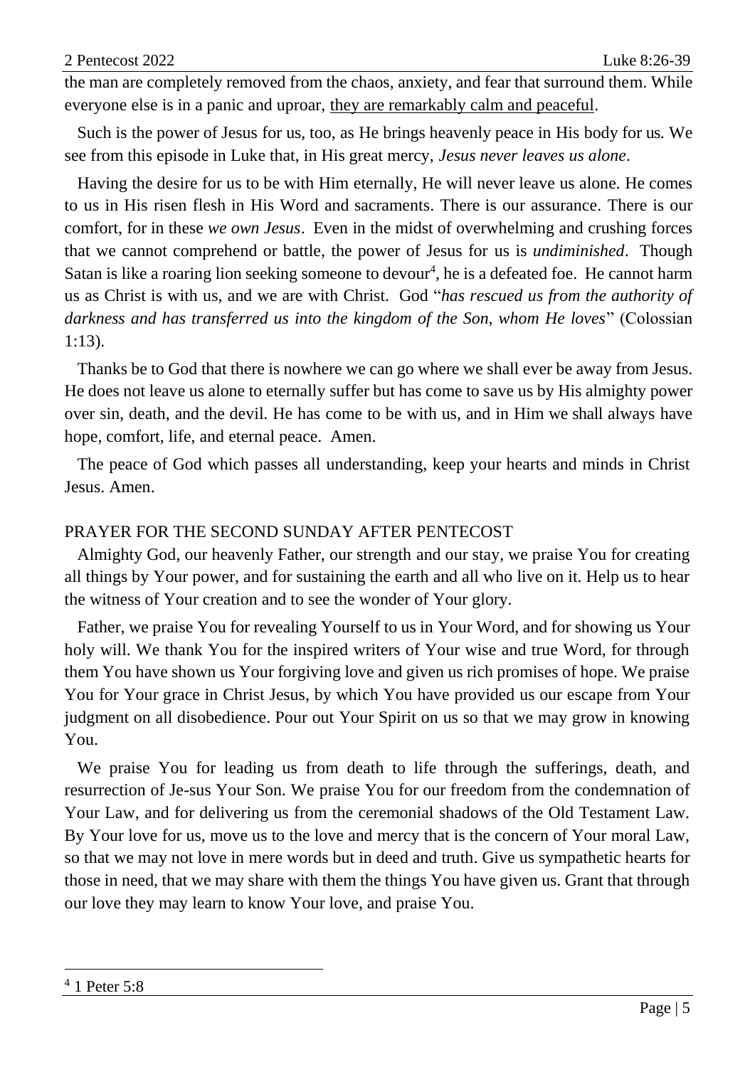the man are completely removed from the chaos, anxiety, and fear that surround them. While everyone else is in a panic and uproar, <u>they are remarkably calm and peaceful</u>.

Such is the power of Jesus for us, too, as He brings heavenly peace in His body for us. We see from this episode in Luke that, in His great mercy, *Jesus never leaves us alone*.

Having the desire for us to be with Him eternally, He will never leave us alone. He comes to us in His risen flesh in His Word and sacraments. There is our assurance. There is our comfort, for in these *we own Jesus*. Even in the midst of overwhelming and crushing forces that we cannot comprehend or battle, the power of Jesus for us is *undiminished*. Though Satan is like a roaring lion seeking someone to devour[4], he is a defeated foe. He cannot harm us as Christ is with us, and we are with Christ. God "*has rescued us from the authority of darkness and has transferred us into the kingdom of the Son, whom He loves*" (Colossian 1:13).

Thanks be to God that there is nowhere we can go where we shall ever be away from Jesus. He does not leave us alone to eternally suffer but has come to save us by His almighty power over sin, death, and the devil. He has come to be with us, and in Him we shall always have hope, comfort, life, and eternal peace. Amen.

The peace of God which passes all understanding, keep your hearts and minds in Christ Jesus. Amen.

## PRAYER FOR THE SECOND SUNDAY AFTER PENTECOST

Almighty God, our heavenly Father, our strength and our stay, we praise You for creating all things by Your power, and for sustaining the earth and all who live on it. Help us to hear the witness of Your creation and to see the wonder of Your glory.

Father, we praise You for revealing Yourself to us in Your Word, and for showing us Your holy will. We thank You for the inspired writers of Your wise and true Word, for through them You have shown us Your forgiving love and given us rich promises of hope. We praise You for Your grace in Christ Jesus, by which You have provided us our escape from Your judgment on all disobedience. Pour out Your Spirit on us so that we may grow in knowing You.

We praise You for leading us from death to life through the sufferings, death, and resurrection of Je-sus Your Son. We praise You for our freedom from the condemnation of Your Law, and for delivering us from the ceremonial shadows of the Old Testament Law. By Your love for us, move us to the love and mercy that is the concern of Your moral Law, so that we may not love in mere words but in deed and truth. Give us sympathetic hearts for those in need, that we may share with them the things You have given us. Grant that through our love they may learn to know Your love, and praise You.

---

[4] 1 Peter 5:8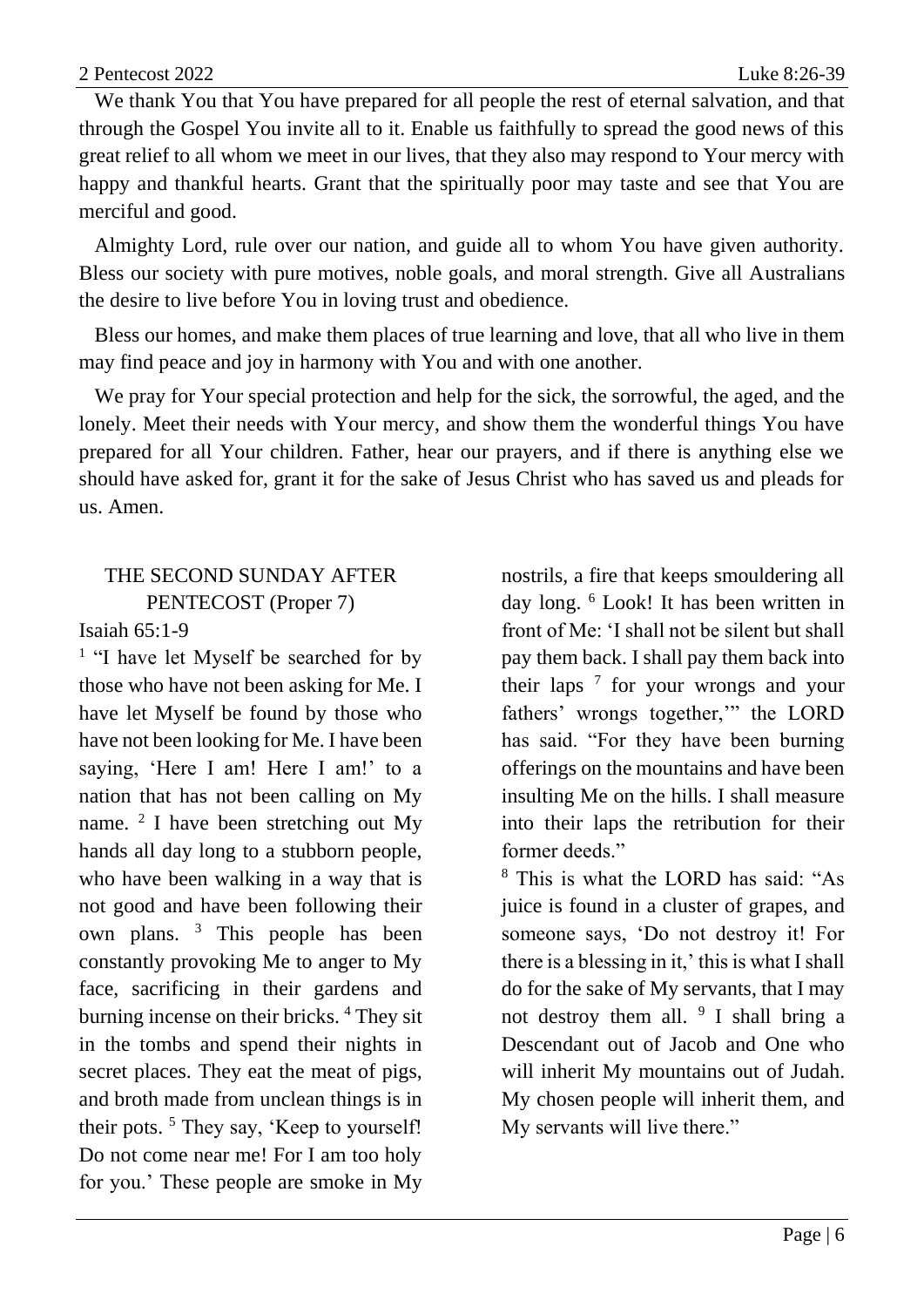We thank You that You have prepared for all people the rest of eternal salvation, and that through the Gospel You invite all to it. Enable us faithfully to spread the good news of this great relief to all whom we meet in our lives, that they also may respond to Your mercy with happy and thankful hearts. Grant that the spiritually poor may taste and see that You are merciful and good.

Almighty Lord, rule over our nation, and guide all to whom You have given authority. Bless our society with pure motives, noble goals, and moral strength. Give all Australians the desire to live before You in loving trust and obedience.

Bless our homes, and make them places of true learning and love, that all who live in them may find peace and joy in harmony with You and with one another.

We pray for Your special protection and help for the sick, the sorrowful, the aged, and the lonely. Meet their needs with Your mercy, and show them the wonderful things You have prepared for all Your children. Father, hear our prayers, and if there is anything else we should have asked for, grant it for the sake of Jesus Christ who has saved us and pleads for us. Amen.

## THE SECOND SUNDAY AFTER PENTECOST (Proper 7)

Isaiah 65:1-9

[1] "I have let Myself be searched for by those who have not been asking for Me. I have let Myself be found by those who have not been looking for Me. I have been saying, 'Here I am! Here I am!' to a nation that has not been calling on My name. [2] I have been stretching out My hands all day long to a stubborn people, who have been walking in a way that is not good and have been following their own plans. [3] This people has been constantly provoking Me to anger to My face, sacrificing in their gardens and burning incense on their bricks. [4] They sit in the tombs and spend their nights in secret places. They eat the meat of pigs, and broth made from unclean things is in their pots. [5] They say, 'Keep to yourself! Do not come near me! For I am too holy for you.' These people are smoke in My nostrils, a fire that keeps smouldering all day long. [6] Look! It has been written in front of Me: 'I shall not be silent but shall pay them back. I shall pay them back into their laps [7] for your wrongs and your fathers' wrongs together,'" the LORD has said. "For they have been burning offerings on the mountains and have been insulting Me on the hills. I shall measure into their laps the retribution for their former deeds."

[8] This is what the LORD has said: "As juice is found in a cluster of grapes, and someone says, 'Do not destroy it! For there is a blessing in it,' this is what I shall do for the sake of My servants, that I may not destroy them all. [9] I shall bring a Descendant out of Jacob and One who will inherit My mountains out of Judah. My chosen people will inherit them, and My servants will live there."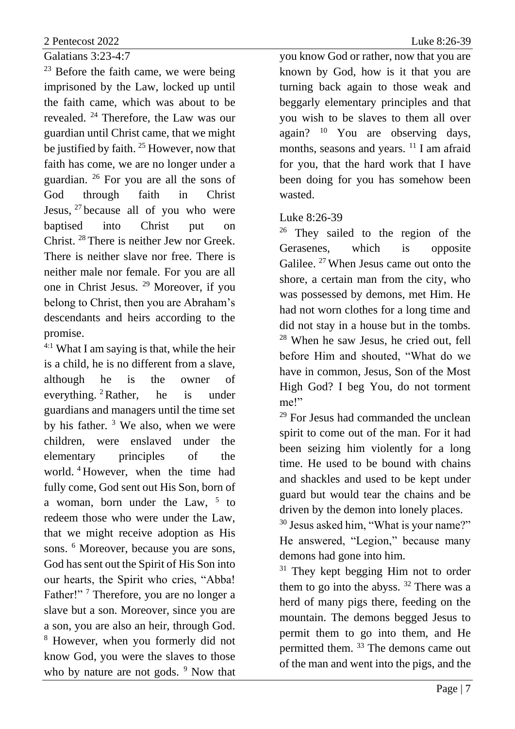## Galatians 3:23-4:7

[23] Before the faith came, we were being imprisoned by the Law, locked up until the faith came, which was about to be revealed. [24] Therefore, the Law was our guardian until Christ came, that we might be justified by faith. [25] However, now that faith has come, we are no longer under a guardian. [26] For you are all the sons of God through faith in Christ Jesus, [27] because all of you who were baptised into Christ put on Christ. [28] There is neither Jew nor Greek. There is neither slave nor free. There is neither male nor female. For you are all one in Christ Jesus. [29] Moreover, if you belong to Christ, then you are Abraham's descendants and heirs according to the promise.

[4:1] What I am saying is that, while the heir is a child, he is no different from a slave, although he is the owner of everything. [2] Rather, he is under guardians and managers until the time set by his father. [3] We also, when we were children, were enslaved under the elementary principles of the world. [4] However, when the time had fully come, God sent out His Son, born of a woman, born under the Law, [5] to redeem those who were under the Law, that we might receive adoption as His sons. [6] Moreover, because you are sons, God has sent out the Spirit of His Son into our hearts, the Spirit who cries, "Abba! Father!" [7] Therefore, you are no longer a slave but a son. Moreover, since you are a son, you are also an heir, through God. [8] However, when you formerly did not know God, you were the slaves to those who by nature are not gods. [9] Now that you know God or rather, now that you are known by God, how is it that you are turning back again to those weak and beggarly elementary principles and that you wish to be slaves to them all over again? [10] You are observing days, months, seasons and years. [11] I am afraid for you, that the hard work that I have been doing for you has somehow been wasted.

## Luke 8:26-39

[26] They sailed to the region of the Gerasenes, which is opposite Galilee. [27] When Jesus came out onto the shore, a certain man from the city, who was possessed by demons, met Him. He had not worn clothes for a long time and did not stay in a house but in the tombs. [28] When he saw Jesus, he cried out, fell before Him and shouted, "What do we have in common, Jesus, Son of the Most High God? I beg You, do not torment me!"

[29] For Jesus had commanded the unclean spirit to come out of the man. For it had been seizing him violently for a long time. He used to be bound with chains and shackles and used to be kept under guard but would tear the chains and be driven by the demon into lonely places.

[30] Jesus asked him, "What is your name?" He answered, "Legion," because many demons had gone into him.

[31] They kept begging Him not to order them to go into the abyss. [32] There was a herd of many pigs there, feeding on the mountain. The demons begged Jesus to permit them to go into them, and He permitted them. [33] The demons came out of the man and went into the pigs, and the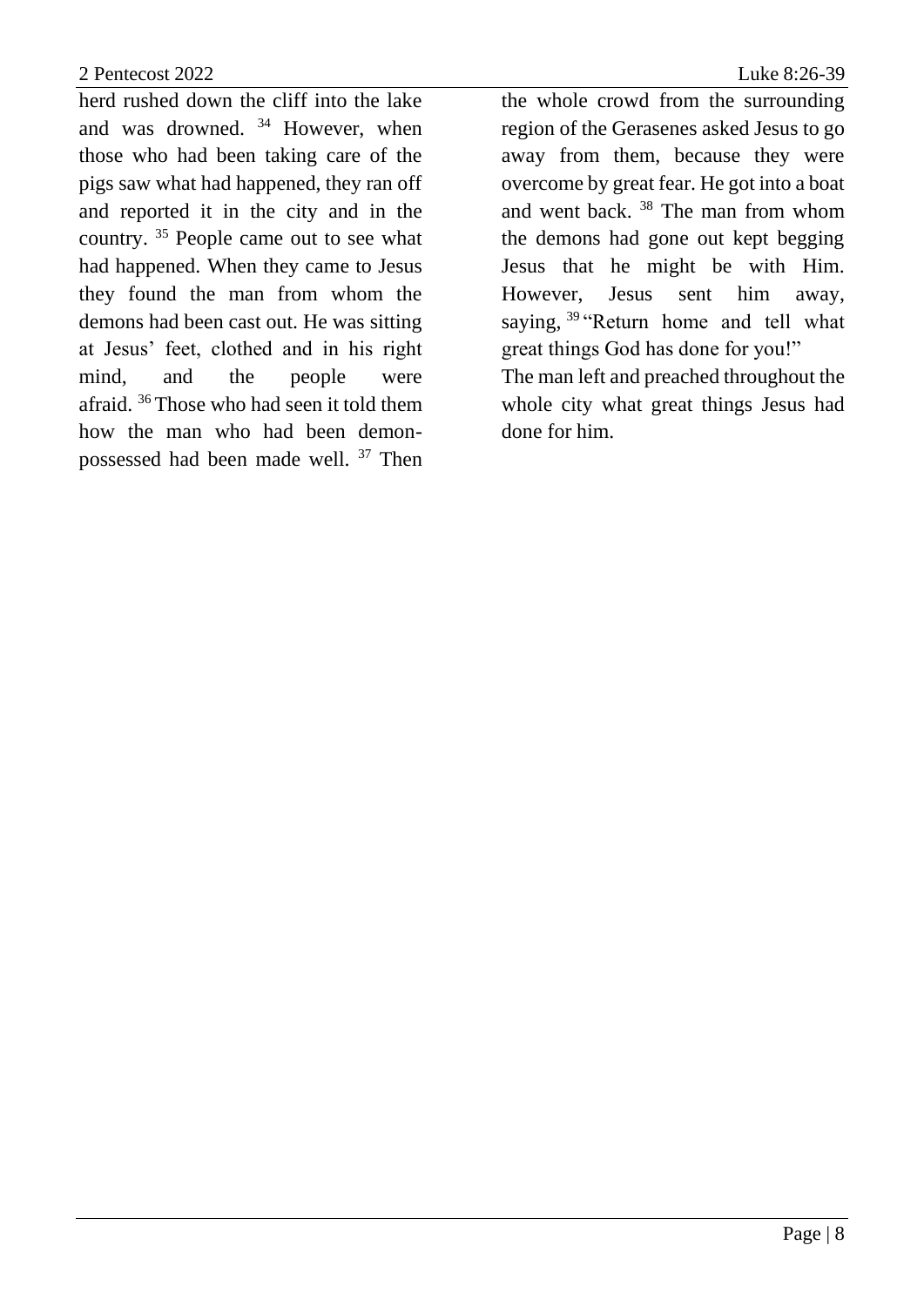herd rushed down the cliff into the lake and was drowned. [34] However, when those who had been taking care of the pigs saw what had happened, they ran off and reported it in the city and in the country. [35] People came out to see what had happened. When they came to Jesus they found the man from whom the demons had been cast out. He was sitting at Jesus' feet, clothed and in his right mind, and the people were afraid. [36] Those who had seen it told them how the man who had been demon-possessed had been made well. [37] Then the whole crowd from the surrounding region of the Gerasenes asked Jesus to go away from them, because they were overcome by great fear. He got into a boat and went back. [38] The man from whom the demons had gone out kept begging Jesus that he might be with Him. However, Jesus sent him away, saying, [39] "Return home and tell what great things God has done for you!"

The man left and preached throughout the whole city what great things Jesus had done for him.